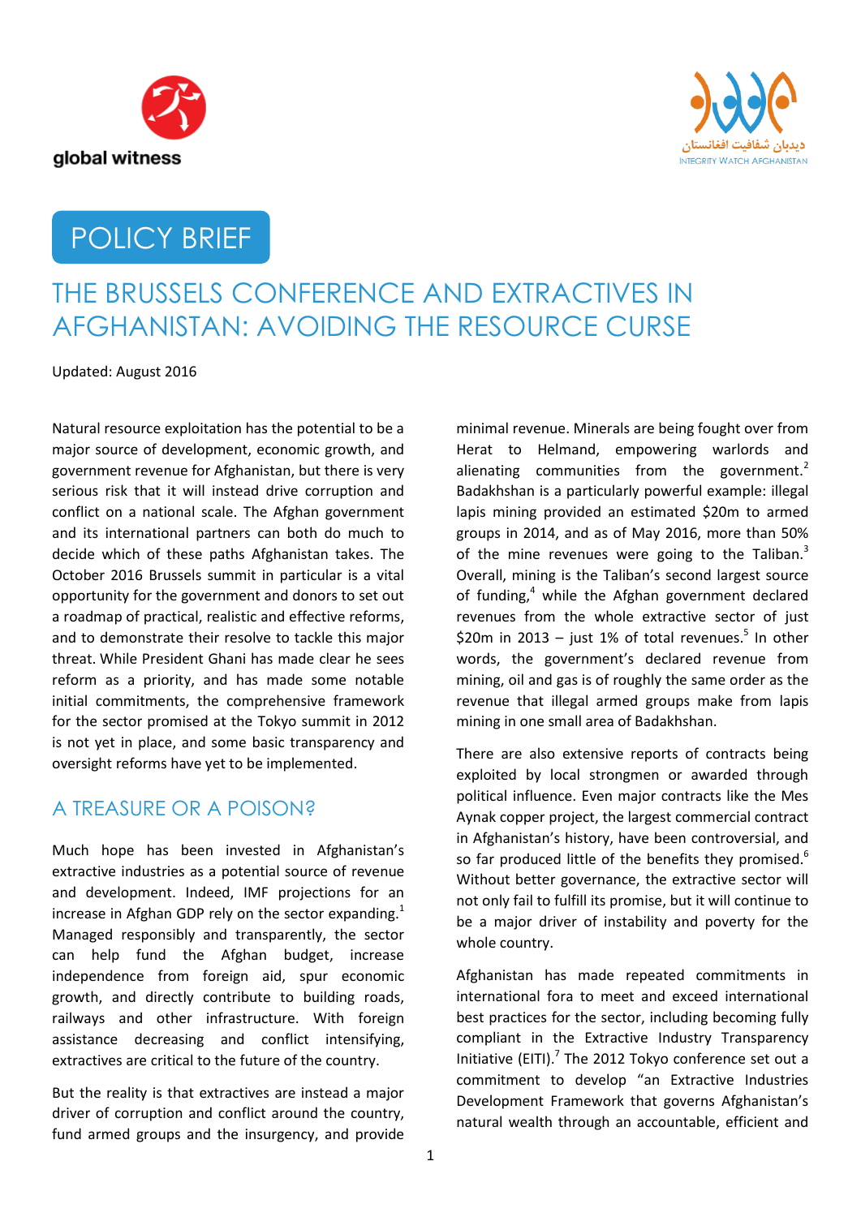global witness

ديدبان شفافيت افغانستان
INTEGRITY WATCH AFGHANISTAN

POLICY BRIEF

# THE BRUSSELS CONFERENCE AND EXTRACTIVES IN AFGHANISTAN: AVOIDING THE RESOURCE CURSE

Updated: August 2016

Natural resource exploitation has the potential to be a major source of development, economic growth, and government revenue for Afghanistan, but there is very serious risk that it will instead drive corruption and conflict on a national scale. The Afghan government and its international partners can both do much to decide which of these paths Afghanistan takes. The October 2016 Brussels summit in particular is a vital opportunity for the government and donors to set out a roadmap of practical, realistic and effective reforms, and to demonstrate their resolve to tackle this major threat. While President Ghani has made clear he sees reform as a priority, and has made some notable initial commitments, the comprehensive framework for the sector promised at the Tokyo summit in 2012 is not yet in place, and some basic transparency and oversight reforms have yet to be implemented.

## A TREASURE OR A POISON?

Much hope has been invested in Afghanistan's extractive industries as a potential source of revenue and development. Indeed, IMF projections for an increase in Afghan GDP rely on the sector expanding.[1] Managed responsibly and transparently, the sector can help fund the Afghan budget, increase independence from foreign aid, spur economic growth, and directly contribute to building roads, railways and other infrastructure. With foreign assistance decreasing and conflict intensifying, extractives are critical to the future of the country.

But the reality is that extractives are instead a major driver of corruption and conflict around the country, fund armed groups and the insurgency, and provide minimal revenue. Minerals are being fought over from Herat to Helmand, empowering warlords and alienating communities from the government.[2] Badakhshan is a particularly powerful example: illegal lapis mining provided an estimated $20m to armed groups in 2014, and as of May 2016, more than 50% of the mine revenues were going to the Taliban.[3] Overall, mining is the Taliban's second largest source of funding,[4] while the Afghan government declared revenues from the whole extractive sector of just $20m in 2013 – just 1% of total revenues.[5] In other words, the government's declared revenue from mining, oil and gas is of roughly the same order as the revenue that illegal armed groups make from lapis mining in one small area of Badakhshan.

There are also extensive reports of contracts being exploited by local strongmen or awarded through political influence. Even major contracts like the Mes Aynak copper project, the largest commercial contract in Afghanistan's history, have been controversial, and so far produced little of the benefits they promised.[6] Without better governance, the extractive sector will not only fail to fulfill its promise, but it will continue to be a major driver of instability and poverty for the whole country.

Afghanistan has made repeated commitments in international fora to meet and exceed international best practices for the sector, including becoming fully compliant in the Extractive Industry Transparency Initiative (EITI).[7] The 2012 Tokyo conference set out a commitment to develop "an Extractive Industries Development Framework that governs Afghanistan's natural wealth through an accountable, efficient and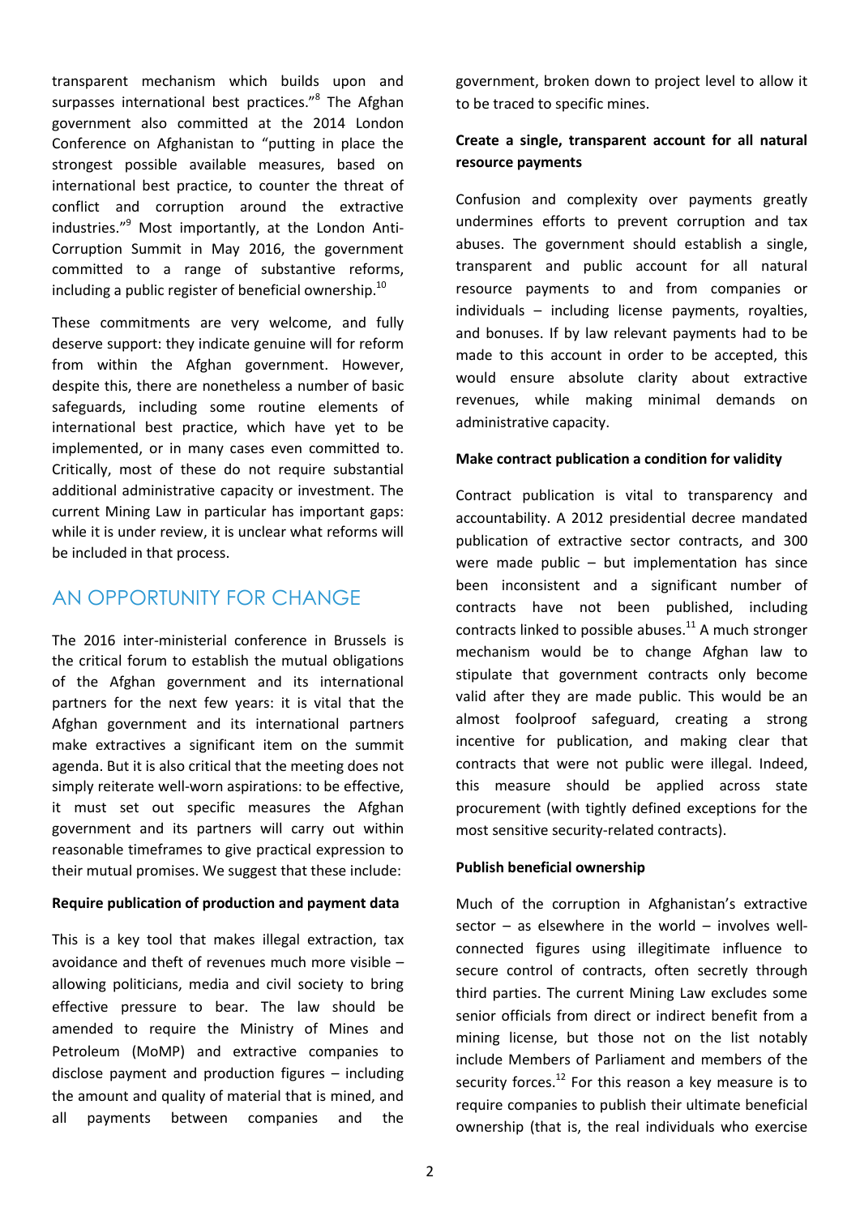transparent mechanism which builds upon and surpasses international best practices."[8] The Afghan government also committed at the 2014 London Conference on Afghanistan to "putting in place the strongest possible available measures, based on international best practice, to counter the threat of conflict and corruption around the extractive industries."[9] Most importantly, at the London Anti-Corruption Summit in May 2016, the government committed to a range of substantive reforms, including a public register of beneficial ownership.[10]

These commitments are very welcome, and fully deserve support: they indicate genuine will for reform from within the Afghan government. However, despite this, there are nonetheless a number of basic safeguards, including some routine elements of international best practice, which have yet to be implemented, or in many cases even committed to. Critically, most of these do not require substantial additional administrative capacity or investment. The current Mining Law in particular has important gaps: while it is under review, it is unclear what reforms will be included in that process.

## AN OPPORTUNITY FOR CHANGE

The 2016 inter-ministerial conference in Brussels is the critical forum to establish the mutual obligations of the Afghan government and its international partners for the next few years: it is vital that the Afghan government and its international partners make extractives a significant item on the summit agenda. But it is also critical that the meeting does not simply reiterate well-worn aspirations: to be effective, it must set out specific measures the Afghan government and its partners will carry out within reasonable timeframes to give practical expression to their mutual promises. We suggest that these include:

**Require publication of production and payment data**

This is a key tool that makes illegal extraction, tax avoidance and theft of revenues much more visible – allowing politicians, media and civil society to bring effective pressure to bear. The law should be amended to require the Ministry of Mines and Petroleum (MoMP) and extractive companies to disclose payment and production figures – including the amount and quality of material that is mined, and all payments between companies and the government, broken down to project level to allow it to be traced to specific mines.

**Create a single, transparent account for all natural resource payments**

Confusion and complexity over payments greatly undermines efforts to prevent corruption and tax abuses. The government should establish a single, transparent and public account for all natural resource payments to and from companies or individuals – including license payments, royalties, and bonuses. If by law relevant payments had to be made to this account in order to be accepted, this would ensure absolute clarity about extractive revenues, while making minimal demands on administrative capacity.

**Make contract publication a condition for validity**

Contract publication is vital to transparency and accountability. A 2012 presidential decree mandated publication of extractive sector contracts, and 300 were made public – but implementation has since been inconsistent and a significant number of contracts have not been published, including contracts linked to possible abuses.[11] A much stronger mechanism would be to change Afghan law to stipulate that government contracts only become valid after they are made public. This would be an almost foolproof safeguard, creating a strong incentive for publication, and making clear that contracts that were not public were illegal. Indeed, this measure should be applied across state procurement (with tightly defined exceptions for the most sensitive security-related contracts).

**Publish beneficial ownership**

Much of the corruption in Afghanistan's extractive sector – as elsewhere in the world – involves well-connected figures using illegitimate influence to secure control of contracts, often secretly through third parties. The current Mining Law excludes some senior officials from direct or indirect benefit from a mining license, but those not on the list notably include Members of Parliament and members of the security forces.[12] For this reason a key measure is to require companies to publish their ultimate beneficial ownership (that is, the real individuals who exercise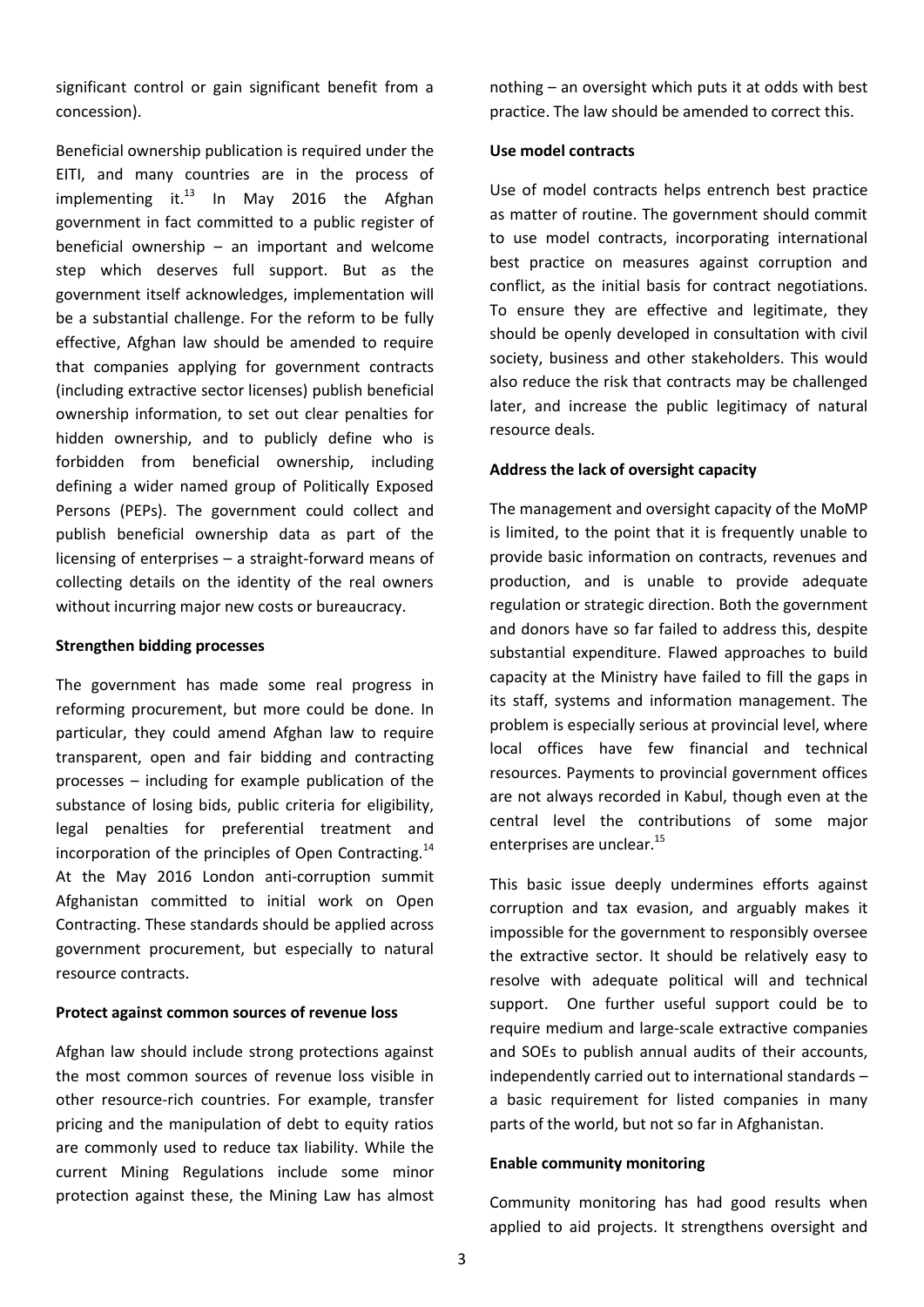significant control or gain significant benefit from a concession).

Beneficial ownership publication is required under the EITI, and many countries are in the process of implementing it.[13] In May 2016 the Afghan government in fact committed to a public register of beneficial ownership – an important and welcome step which deserves full support. But as the government itself acknowledges, implementation will be a substantial challenge. For the reform to be fully effective, Afghan law should be amended to require that companies applying for government contracts (including extractive sector licenses) publish beneficial ownership information, to set out clear penalties for hidden ownership, and to publicly define who is forbidden from beneficial ownership, including defining a wider named group of Politically Exposed Persons (PEPs). The government could collect and publish beneficial ownership data as part of the licensing of enterprises – a straight-forward means of collecting details on the identity of the real owners without incurring major new costs or bureaucracy.

**Strengthen bidding processes**

The government has made some real progress in reforming procurement, but more could be done. In particular, they could amend Afghan law to require transparent, open and fair bidding and contracting processes – including for example publication of the substance of losing bids, public criteria for eligibility, legal penalties for preferential treatment and incorporation of the principles of Open Contracting.[14] At the May 2016 London anti-corruption summit Afghanistan committed to initial work on Open Contracting. These standards should be applied across government procurement, but especially to natural resource contracts.

**Protect against common sources of revenue loss**

Afghan law should include strong protections against the most common sources of revenue loss visible in other resource-rich countries. For example, transfer pricing and the manipulation of debt to equity ratios are commonly used to reduce tax liability. While the current Mining Regulations include some minor protection against these, the Mining Law has almost nothing – an oversight which puts it at odds with best practice. The law should be amended to correct this.

**Use model contracts**

Use of model contracts helps entrench best practice as matter of routine. The government should commit to use model contracts, incorporating international best practice on measures against corruption and conflict, as the initial basis for contract negotiations. To ensure they are effective and legitimate, they should be openly developed in consultation with civil society, business and other stakeholders. This would also reduce the risk that contracts may be challenged later, and increase the public legitimacy of natural resource deals.

**Address the lack of oversight capacity**

The management and oversight capacity of the MoMP is limited, to the point that it is frequently unable to provide basic information on contracts, revenues and production, and is unable to provide adequate regulation or strategic direction. Both the government and donors have so far failed to address this, despite substantial expenditure. Flawed approaches to build capacity at the Ministry have failed to fill the gaps in its staff, systems and information management. The problem is especially serious at provincial level, where local offices have few financial and technical resources. Payments to provincial government offices are not always recorded in Kabul, though even at the central level the contributions of some major enterprises are unclear.[15]

This basic issue deeply undermines efforts against corruption and tax evasion, and arguably makes it impossible for the government to responsibly oversee the extractive sector. It should be relatively easy to resolve with adequate political will and technical support. One further useful support could be to require medium and large-scale extractive companies and SOEs to publish annual audits of their accounts, independently carried out to international standards – a basic requirement for listed companies in many parts of the world, but not so far in Afghanistan.

**Enable community monitoring**

Community monitoring has had good results when applied to aid projects. It strengthens oversight and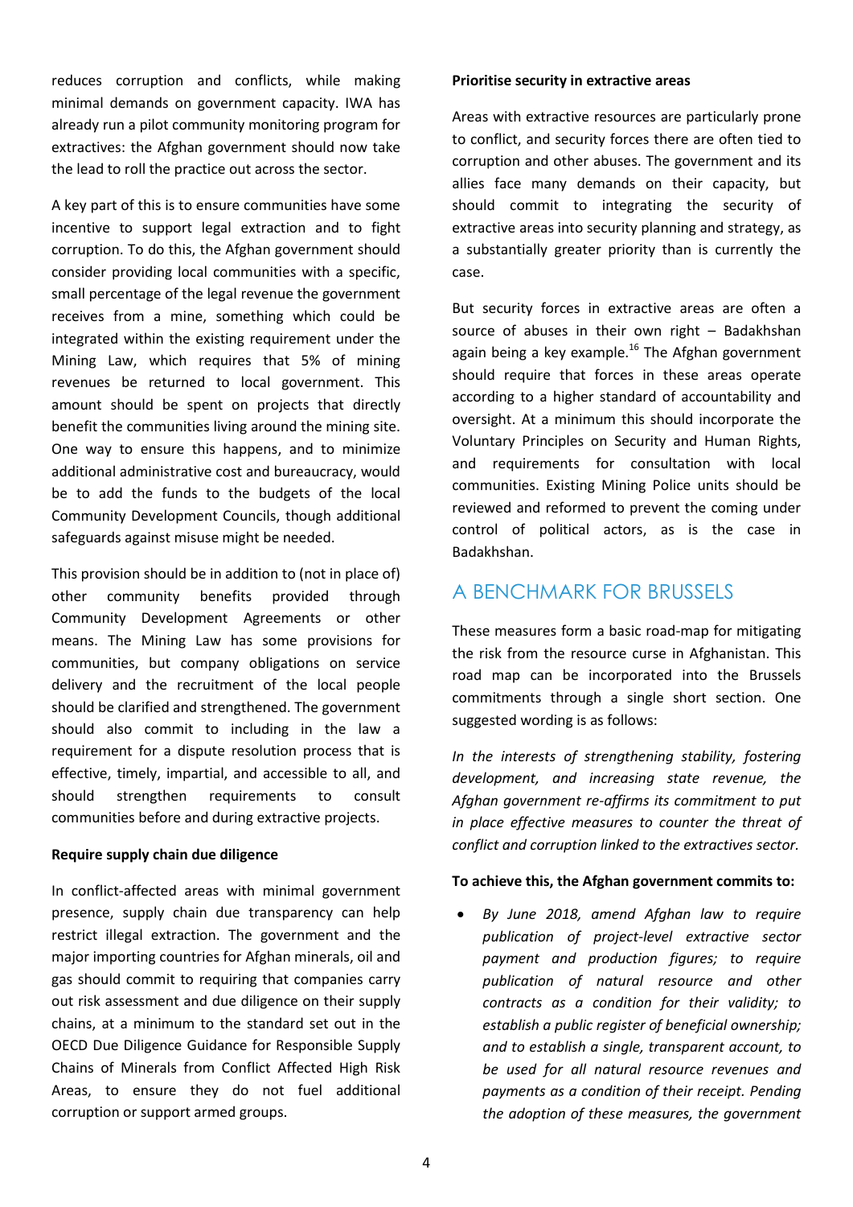reduces corruption and conflicts, while making minimal demands on government capacity. IWA has already run a pilot community monitoring program for extractives: the Afghan government should now take the lead to roll the practice out across the sector.

A key part of this is to ensure communities have some incentive to support legal extraction and to fight corruption. To do this, the Afghan government should consider providing local communities with a specific, small percentage of the legal revenue the government receives from a mine, something which could be integrated within the existing requirement under the Mining Law, which requires that 5% of mining revenues be returned to local government. This amount should be spent on projects that directly benefit the communities living around the mining site. One way to ensure this happens, and to minimize additional administrative cost and bureaucracy, would be to add the funds to the budgets of the local Community Development Councils, though additional safeguards against misuse might be needed.

This provision should be in addition to (not in place of) other community benefits provided through Community Development Agreements or other means. The Mining Law has some provisions for communities, but company obligations on service delivery and the recruitment of the local people should be clarified and strengthened. The government should also commit to including in the law a requirement for a dispute resolution process that is effective, timely, impartial, and accessible to all, and should strengthen requirements to consult communities before and during extractive projects.

**Require supply chain due diligence**

In conflict-affected areas with minimal government presence, supply chain due transparency can help restrict illegal extraction. The government and the major importing countries for Afghan minerals, oil and gas should commit to requiring that companies carry out risk assessment and due diligence on their supply chains, at a minimum to the standard set out in the OECD Due Diligence Guidance for Responsible Supply Chains of Minerals from Conflict Affected High Risk Areas, to ensure they do not fuel additional corruption or support armed groups.

**Prioritise security in extractive areas**

Areas with extractive resources are particularly prone to conflict, and security forces there are often tied to corruption and other abuses. The government and its allies face many demands on their capacity, but should commit to integrating the security of extractive areas into security planning and strategy, as a substantially greater priority than is currently the case.

But security forces in extractive areas are often a source of abuses in their own right – Badakhshan again being a key example.[16] The Afghan government should require that forces in these areas operate according to a higher standard of accountability and oversight. At a minimum this should incorporate the Voluntary Principles on Security and Human Rights, and requirements for consultation with local communities. Existing Mining Police units should be reviewed and reformed to prevent the coming under control of political actors, as is the case in Badakhshan.

## A BENCHMARK FOR BRUSSELS

These measures form a basic road-map for mitigating the risk from the resource curse in Afghanistan. This road map can be incorporated into the Brussels commitments through a single short section. One suggested wording is as follows:

*In the interests of strengthening stability, fostering development, and increasing state revenue, the Afghan government re-affirms its commitment to put in place effective measures to counter the threat of conflict and corruption linked to the extractives sector.*

**To achieve this, the Afghan government commits to:**

- *By June 2018, amend Afghan law to require publication of project-level extractive sector payment and production figures; to require publication of natural resource and other contracts as a condition for their validity; to establish a public register of beneficial ownership; and to establish a single, transparent account, to be used for all natural resource revenues and payments as a condition of their receipt. Pending the adoption of these measures, the government*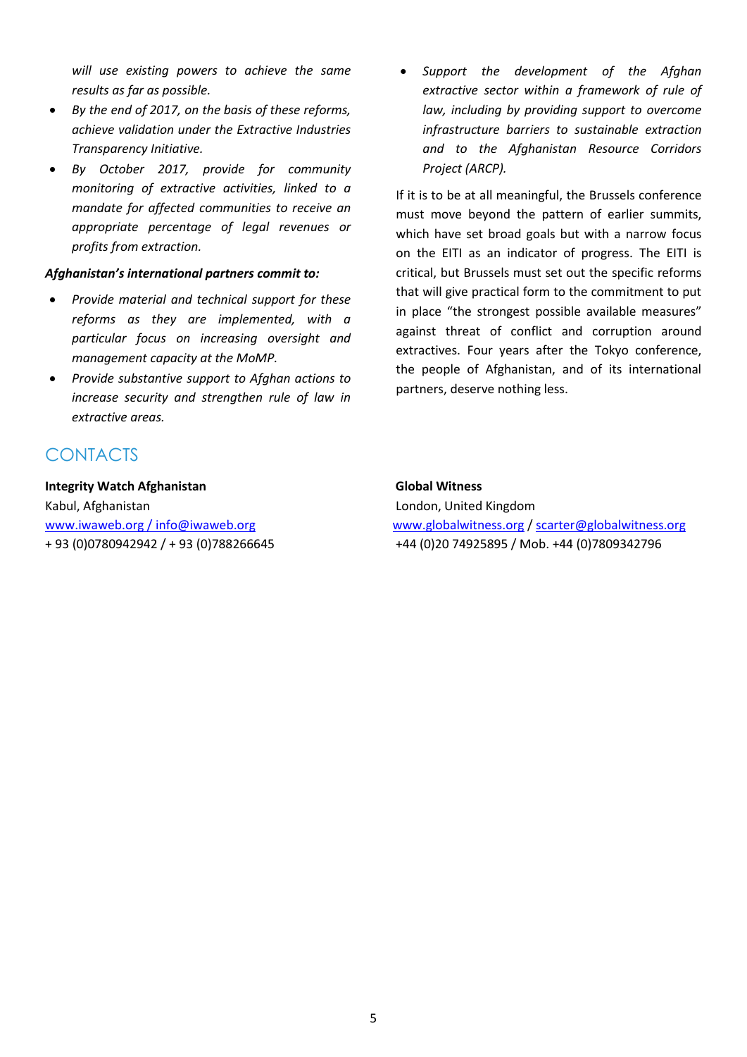*will use existing powers to achieve the same results as far as possible.*

- *By the end of 2017, on the basis of these reforms, achieve validation under the Extractive Industries Transparency Initiative.*
- *By October 2017, provide for community monitoring of extractive activities, linked to a mandate for affected communities to receive an appropriate percentage of legal revenues or profits from extraction.*

***Afghanistan's international partners commit to:***

- *Provide material and technical support for these reforms as they are implemented, with a particular focus on increasing oversight and management capacity at the MoMP.*
- *Provide substantive support to Afghan actions to increase security and strengthen rule of law in extractive areas.*
- *Support the development of the Afghan extractive sector within a framework of rule of law, including by providing support to overcome infrastructure barriers to sustainable extraction and to the Afghanistan Resource Corridors Project (ARCP).*

If it is to be at all meaningful, the Brussels conference must move beyond the pattern of earlier summits, which have set broad goals but with a narrow focus on the EITI as an indicator of progress. The EITI is critical, but Brussels must set out the specific reforms that will give practical form to the commitment to put in place "the strongest possible available measures" against threat of conflict and corruption around extractives. Four years after the Tokyo conference, the people of Afghanistan, and of its international partners, deserve nothing less.

## CONTACTS

**Integrity Watch Afghanistan**
Kabul, Afghanistan
www.iwaweb.org / info@iwaweb.org
+ 93 (0)0780942942 / + 93 (0)788266645

**Global Witness**
London, United Kingdom
www.globalwitness.org / scarter@globalwitness.org
+44 (0)20 74925895 / Mob. +44 (0)7809342796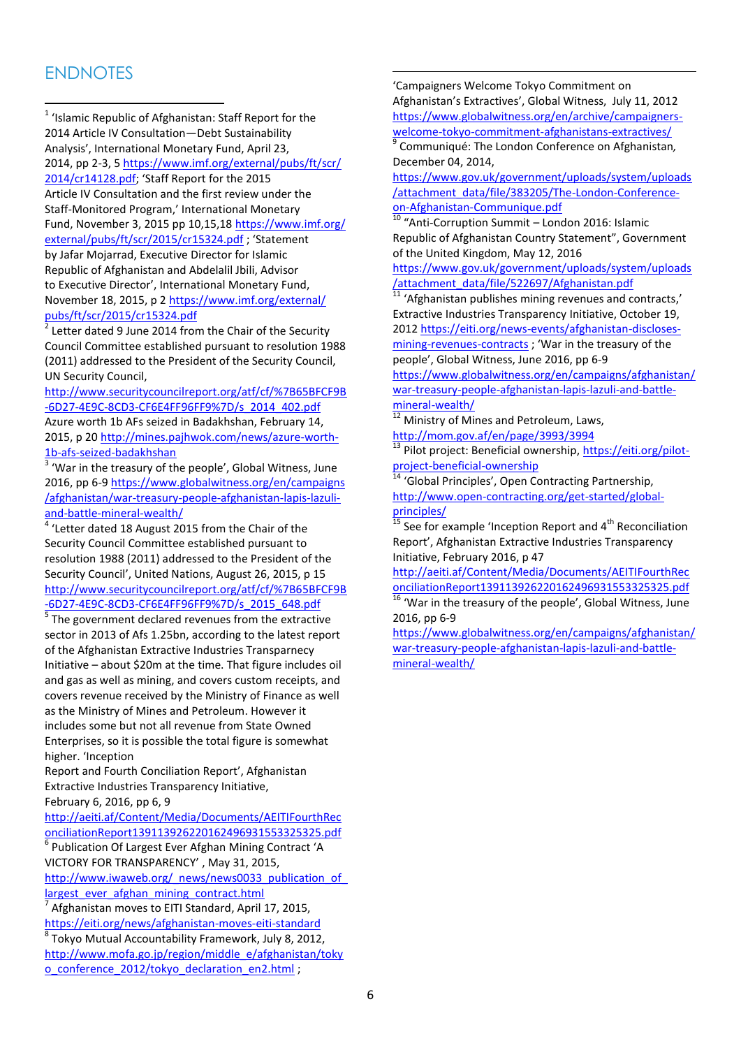## ENDNOTES

[1] 'Islamic Republic of Afghanistan: Staff Report for the 2014 Article IV Consultation—Debt Sustainability Analysis', International Monetary Fund, April 23, 2014, pp 2-3, 5 https://www.imf.org/external/pubs/ft/scr/2014/cr14128.pdf; 'Staff Report for the 2015 Article IV Consultation and the first review under the Staff-Monitored Program,' International Monetary Fund, November 3, 2015 pp 10,15,18 https://www.imf.org/external/pubs/ft/scr/2015/cr15324.pdf ; 'Statement by Jafar Mojarrad, Executive Director for Islamic Republic of Afghanistan and Abdelalil Jbili, Advisor to Executive Director', International Monetary Fund, November 18, 2015, p 2 https://www.imf.org/external/pubs/ft/scr/2015/cr15324.pdf

[2] Letter dated 9 June 2014 from the Chair of the Security Council Committee established pursuant to resolution 1988 (2011) addressed to the President of the Security Council, UN Security Council, http://www.securitycouncilreport.org/atf/cf/%7B65BFCF9B-6D27-4E9C-8CD3-CF6E4FF96FF9%7D/s_2014_402.pdf Azure worth 1b AFs seized in Badakhshan, February 14, 2015, p 20 http://mines.pajhwok.com/news/azure-worth-1b-afs-seized-badakhshan

[3] 'War in the treasury of the people', Global Witness, June 2016, pp 6-9 https://www.globalwitness.org/en/campaigns/afghanistan/war-treasury-people-afghanistan-lapis-lazuli-and-battle-mineral-wealth/

[4] 'Letter dated 18 August 2015 from the Chair of the Security Council Committee established pursuant to resolution 1988 (2011) addressed to the President of the Security Council', United Nations, August 26, 2015, p 15 http://www.securitycouncilreport.org/atf/cf/%7B65BFCF9B-6D27-4E9C-8CD3-CF6E4FF96FF9%7D/s_2015_648.pdf

[5] The government declared revenues from the extractive sector in 2013 of Afs 1.25bn, according to the latest report of the Afghanistan Extractive Industries Transparency Initiative – about $20m at the time. That figure includes oil and gas as well as mining, and covers custom receipts, and covers revenue received by the Ministry of Finance as well as the Ministry of Mines and Petroleum. However it includes some but not all revenue from State Owned Enterprises, so it is possible the total figure is somewhat higher. 'Inception Report and Fourth Conciliation Report', Afghanistan Extractive Industries Transparency Initiative, February 6, 2016, pp 6, 9 http://aeiti.af/Content/Media/Documents/AEITIFourthReconciliationReport1391139262201624969315533253 25.pdf

[6] Publication Of Largest Ever Afghan Mining Contract 'A VICTORY FOR TRANSPARENCY' , May 31, 2015, http://www.iwaweb.org/_news/news0033_publication_of_largest_ever_afghan_mining_contract.html

[7] Afghanistan moves to EITI Standard, April 17, 2015, https://eiti.org/news/afghanistan-moves-eiti-standard

[8] Tokyo Mutual Accountability Framework, July 8, 2012, http://www.mofa.go.jp/region/middle_e/afghanistan/tokyo_conference_2012/tokyo_declaration_en2.html ; 'Campaigners Welcome Tokyo Commitment on Afghanistan's Extractives', Global Witness, July 11, 2012 https://www.globalwitness.org/en/archive/campaigners-welcome-tokyo-commitment-afghanistans-extractives/

[9] Communiqué: The London Conference on Afghanistan, December 04, 2014, https://www.gov.uk/government/uploads/system/uploads/attachment_data/file/383205/The-London-Conference-on-Afghanistan-Communique.pdf

[10] "Anti-Corruption Summit – London 2016: Islamic Republic of Afghanistan Country Statement", Government of the United Kingdom, May 12, 2016 https://www.gov.uk/government/uploads/system/uploads/attachment_data/file/522697/Afghanistan.pdf

[11] 'Afghanistan publishes mining revenues and contracts,' Extractive Industries Transparency Initiative, October 19, 2012 https://eiti.org/news-events/afghanistan-discloses-mining-revenues-contracts ; 'War in the treasury of the people', Global Witness, June 2016, pp 6-9 https://www.globalwitness.org/en/campaigns/afghanistan/war-treasury-people-afghanistan-lapis-lazuli-and-battle-mineral-wealth/

[12] Ministry of Mines and Petroleum, Laws, http://mom.gov.af/en/page/3993/3994

[13] Pilot project: Beneficial ownership, https://eiti.org/pilot-project-beneficial-ownership

[14] 'Global Principles', Open Contracting Partnership, http://www.open-contracting.org/get-started/global-principles/

[15] See for example 'Inception Report and 4th Reconciliation Report', Afghanistan Extractive Industries Transparency Initiative, February 2016, p 47 http://aeiti.af/Content/Media/Documents/AEITIFourthReconciliationReport1391139262201624969315533253 25.pdf

[16] 'War in the treasury of the people', Global Witness, June 2016, pp 6-9 https://www.globalwitness.org/en/campaigns/afghanistan/war-treasury-people-afghanistan-lapis-lazuli-and-battle-mineral-wealth/